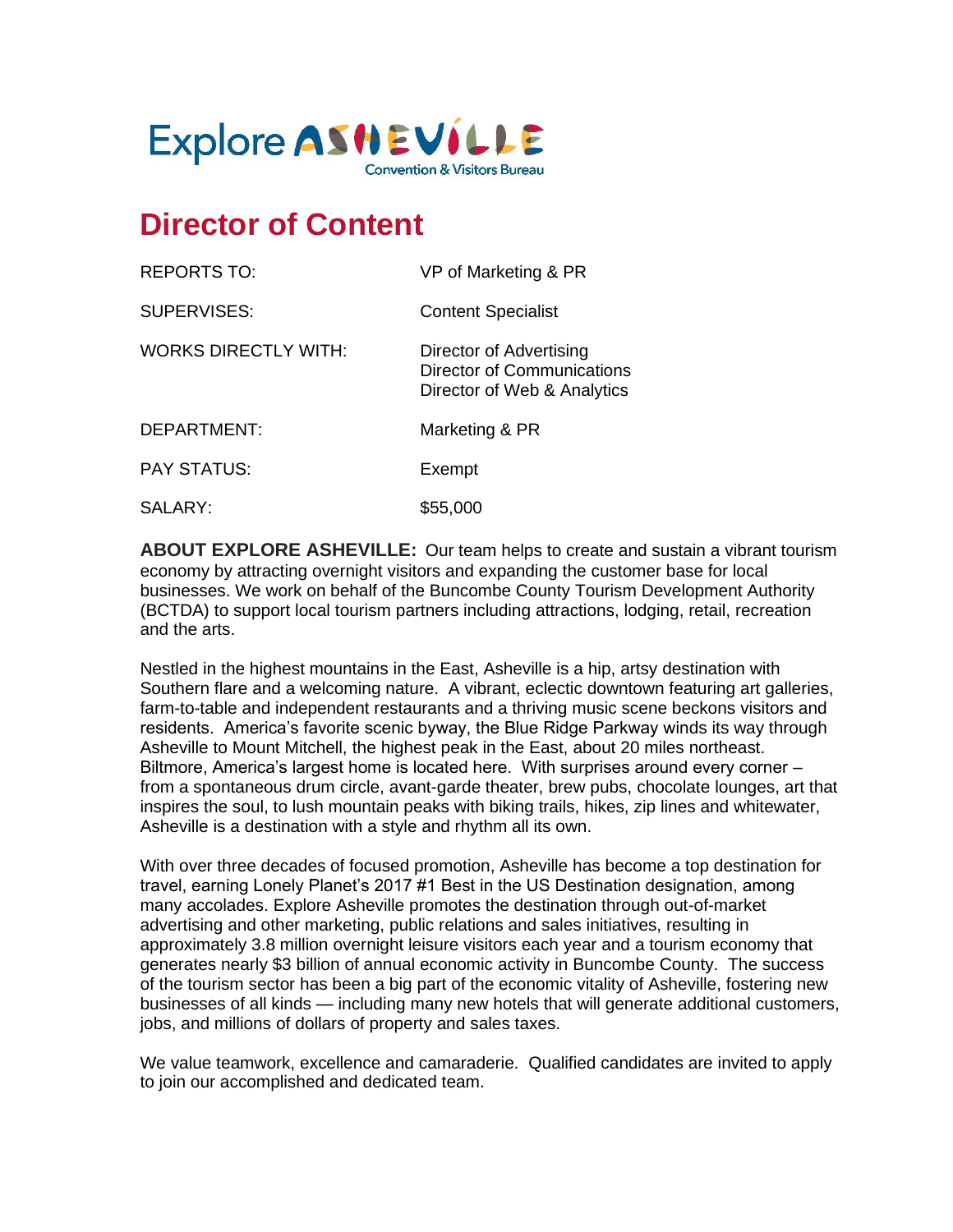Explore ASHEVILLE
Convention & Visitors Bureau

# Director of Content

| | |
|---|---|
| REPORTS TO: | VP of Marketing & PR |
| SUPERVISES: | Content Specialist |
| WORKS DIRECTLY WITH: | Director of Advertising<br>Director of Communications<br>Director of Web & Analytics |
| DEPARTMENT: | Marketing & PR |
| PAY STATUS: | Exempt |
| SALARY: | $55,000 |

**ABOUT EXPLORE ASHEVILLE:** Our team helps to create and sustain a vibrant tourism economy by attracting overnight visitors and expanding the customer base for local businesses. We work on behalf of the Buncombe County Tourism Development Authority (BCTDA) to support local tourism partners including attractions, lodging, retail, recreation and the arts.

Nestled in the highest mountains in the East, Asheville is a hip, artsy destination with Southern flare and a welcoming nature. A vibrant, eclectic downtown featuring art galleries, farm-to-table and independent restaurants and a thriving music scene beckons visitors and residents. America's favorite scenic byway, the Blue Ridge Parkway winds its way through Asheville to Mount Mitchell, the highest peak in the East, about 20 miles northeast. Biltmore, America's largest home is located here. With surprises around every corner – from a spontaneous drum circle, avant-garde theater, brew pubs, chocolate lounges, art that inspires the soul, to lush mountain peaks with biking trails, hikes, zip lines and whitewater, Asheville is a destination with a style and rhythm all its own.

With over three decades of focused promotion, Asheville has become a top destination for travel, earning Lonely Planet's 2017 #1 Best in the US Destination designation, among many accolades. Explore Asheville promotes the destination through out-of-market advertising and other marketing, public relations and sales initiatives, resulting in approximately 3.8 million overnight leisure visitors each year and a tourism economy that generates nearly $3 billion of annual economic activity in Buncombe County. The success of the tourism sector has been a big part of the economic vitality of Asheville, fostering new businesses of all kinds — including many new hotels that will generate additional customers, jobs, and millions of dollars of property and sales taxes.

We value teamwork, excellence and camaraderie. Qualified candidates are invited to apply to join our accomplished and dedicated team.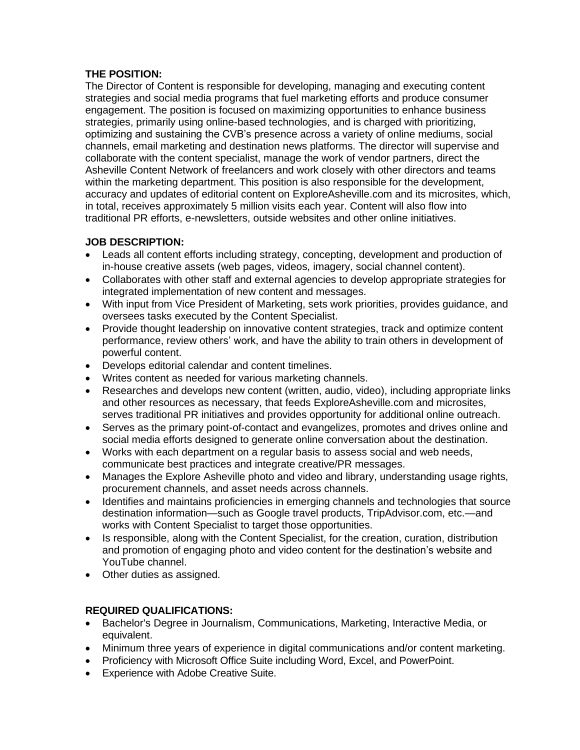**THE POSITION:**

The Director of Content is responsible for developing, managing and executing content strategies and social media programs that fuel marketing efforts and produce consumer engagement. The position is focused on maximizing opportunities to enhance business strategies, primarily using online-based technologies, and is charged with prioritizing, optimizing and sustaining the CVB's presence across a variety of online mediums, social channels, email marketing and destination news platforms. The director will supervise and collaborate with the content specialist, manage the work of vendor partners, direct the Asheville Content Network of freelancers and work closely with other directors and teams within the marketing department. This position is also responsible for the development, accuracy and updates of editorial content on ExploreAsheville.com and its microsites, which, in total, receives approximately 5 million visits each year. Content will also flow into traditional PR efforts, e-newsletters, outside websites and other online initiatives.

**JOB DESCRIPTION:**

- Leads all content efforts including strategy, concepting, development and production of in-house creative assets (web pages, videos, imagery, social channel content).
- Collaborates with other staff and external agencies to develop appropriate strategies for integrated implementation of new content and messages.
- With input from Vice President of Marketing, sets work priorities, provides guidance, and oversees tasks executed by the Content Specialist.
- Provide thought leadership on innovative content strategies, track and optimize content performance, review others' work, and have the ability to train others in development of powerful content.
- Develops editorial calendar and content timelines.
- Writes content as needed for various marketing channels.
- Researches and develops new content (written, audio, video), including appropriate links and other resources as necessary, that feeds ExploreAsheville.com and microsites, serves traditional PR initiatives and provides opportunity for additional online outreach.
- Serves as the primary point-of-contact and evangelizes, promotes and drives online and social media efforts designed to generate online conversation about the destination.
- Works with each department on a regular basis to assess social and web needs, communicate best practices and integrate creative/PR messages.
- Manages the Explore Asheville photo and video and library, understanding usage rights, procurement channels, and asset needs across channels.
- Identifies and maintains proficiencies in emerging channels and technologies that source destination information—such as Google travel products, TripAdvisor.com, etc.—and works with Content Specialist to target those opportunities.
- Is responsible, along with the Content Specialist, for the creation, curation, distribution and promotion of engaging photo and video content for the destination's website and YouTube channel.
- Other duties as assigned.

**REQUIRED QUALIFICATIONS:**

- Bachelor's Degree in Journalism, Communications, Marketing, Interactive Media, or equivalent.
- Minimum three years of experience in digital communications and/or content marketing.
- Proficiency with Microsoft Office Suite including Word, Excel, and PowerPoint.
- Experience with Adobe Creative Suite.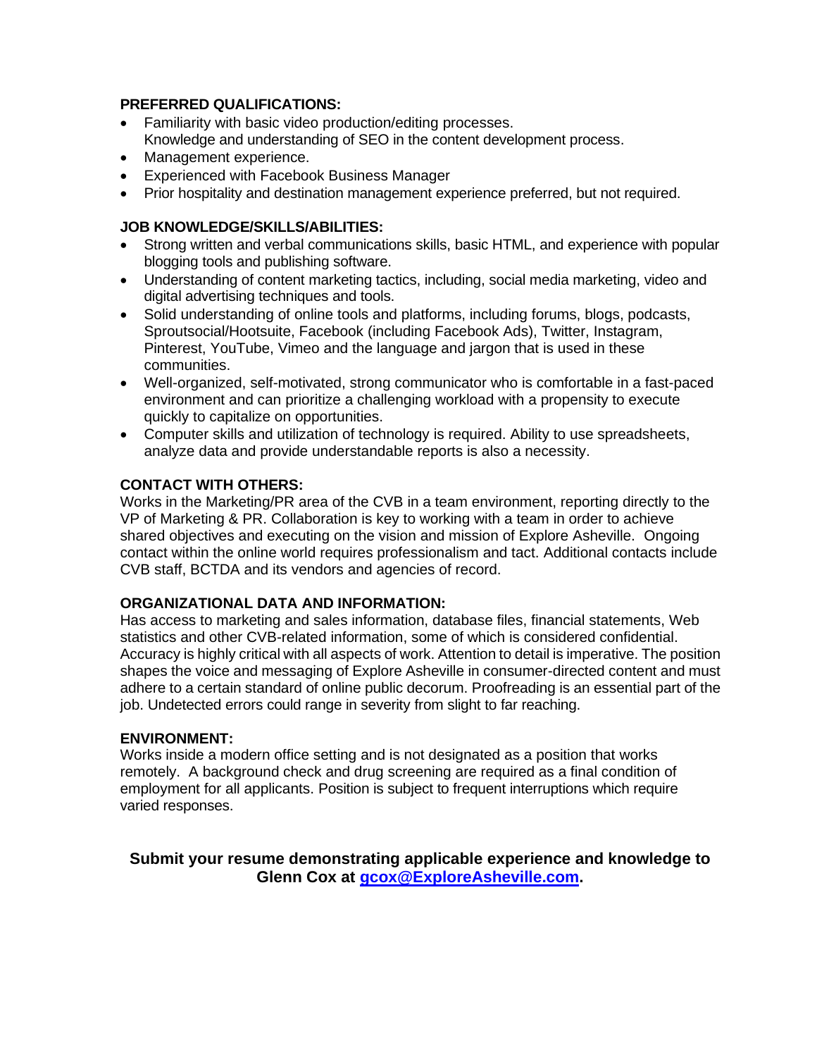**PREFERRED QUALIFICATIONS:**

- Familiarity with basic video production/editing processes.
  Knowledge and understanding of SEO in the content development process.
- Management experience.
- Experienced with Facebook Business Manager
- Prior hospitality and destination management experience preferred, but not required.

**JOB KNOWLEDGE/SKILLS/ABILITIES:**

- Strong written and verbal communications skills, basic HTML, and experience with popular blogging tools and publishing software.
- Understanding of content marketing tactics, including, social media marketing, video and digital advertising techniques and tools.
- Solid understanding of online tools and platforms, including forums, blogs, podcasts, Sproutsocial/Hootsuite, Facebook (including Facebook Ads), Twitter, Instagram, Pinterest, YouTube, Vimeo and the language and jargon that is used in these communities.
- Well-organized, self-motivated, strong communicator who is comfortable in a fast-paced environment and can prioritize a challenging workload with a propensity to execute quickly to capitalize on opportunities.
- Computer skills and utilization of technology is required. Ability to use spreadsheets, analyze data and provide understandable reports is also a necessity.

**CONTACT WITH OTHERS:**

Works in the Marketing/PR area of the CVB in a team environment, reporting directly to the VP of Marketing & PR. Collaboration is key to working with a team in order to achieve shared objectives and executing on the vision and mission of Explore Asheville. Ongoing contact within the online world requires professionalism and tact. Additional contacts include CVB staff, BCTDA and its vendors and agencies of record.

**ORGANIZATIONAL DATA AND INFORMATION:**

Has access to marketing and sales information, database files, financial statements, Web statistics and other CVB-related information, some of which is considered confidential. Accuracy is highly critical with all aspects of work. Attention to detail is imperative. The position shapes the voice and messaging of Explore Asheville in consumer-directed content and must adhere to a certain standard of online public decorum. Proofreading is an essential part of the job. Undetected errors could range in severity from slight to far reaching.

**ENVIRONMENT:**

Works inside a modern office setting and is not designated as a position that works remotely. A background check and drug screening are required as a final condition of employment for all applicants. Position is subject to frequent interruptions which require varied responses.

**Submit your resume demonstrating applicable experience and knowledge to Glenn Cox at [gcox@ExploreAsheville.com](mailto:gcox@ExploreAsheville.com).**